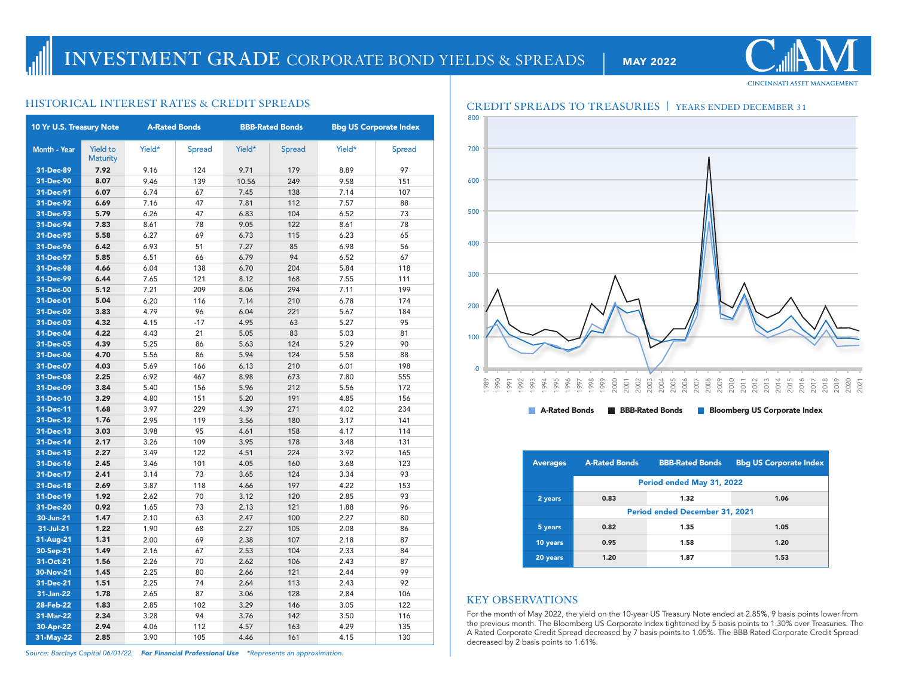# INVESTMENT GRADE CORPORATE BOND YIELDS & SPREADS | MAY 2022

CAM
CINCINNATI ASSET MANAGEMENT

## HISTORICAL INTEREST RATES & CREDIT SPREADS

| 10 Yr U.S. Treasury Note | | A-Rated Bonds | | BBB-Rated Bonds | | Bbg US Corporate Index | |
|---|---|---|---|---|---|---|---|
| Month - Year | Yield to Maturity | Yield* | Spread | Yield* | Spread | Yield* | Spread |
| 31-Dec-89 | 7.92 | 9.16 | 124 | 9.71 | 179 | 8.89 | 97 |
| 31-Dec-90 | 8.07 | 9.46 | 139 | 10.56 | 249 | 9.58 | 151 |
| 31-Dec-91 | 6.07 | 6.74 | 67 | 7.45 | 138 | 7.14 | 107 |
| 31-Dec-92 | 6.69 | 7.16 | 47 | 7.81 | 112 | 7.57 | 88 |
| 31-Dec-93 | 5.79 | 6.26 | 47 | 6.83 | 104 | 6.52 | 73 |
| 31-Dec-94 | 7.83 | 8.61 | 78 | 9.05 | 122 | 8.61 | 78 |
| 31-Dec-95 | 5.58 | 6.27 | 69 | 6.73 | 115 | 6.23 | 65 |
| 31-Dec-96 | 6.42 | 6.93 | 51 | 7.27 | 85 | 6.98 | 56 |
| 31-Dec-97 | 5.85 | 6.51 | 66 | 6.79 | 94 | 6.52 | 67 |
| 31-Dec-98 | 4.66 | 6.04 | 138 | 6.70 | 204 | 5.84 | 118 |
| 31-Dec-99 | 6.44 | 7.65 | 121 | 8.12 | 168 | 7.55 | 111 |
| 31-Dec-00 | 5.12 | 7.21 | 209 | 8.06 | 294 | 7.11 | 199 |
| 31-Dec-01 | 5.04 | 6.20 | 116 | 7.14 | 210 | 6.78 | 174 |
| 31-Dec-02 | 3.83 | 4.79 | 96 | 6.04 | 221 | 5.67 | 184 |
| 31-Dec-03 | 4.32 | 4.15 | -17 | 4.95 | 63 | 5.27 | 95 |
| 31-Dec-04 | 4.22 | 4.43 | 21 | 5.05 | 83 | 5.03 | 81 |
| 31-Dec-05 | 4.39 | 5.25 | 86 | 5.63 | 124 | 5.29 | 90 |
| 31-Dec-06 | 4.70 | 5.56 | 86 | 5.94 | 124 | 5.58 | 88 |
| 31-Dec-07 | 4.03 | 5.69 | 166 | 6.13 | 210 | 6.01 | 198 |
| 31-Dec-08 | 2.25 | 6.92 | 467 | 8.98 | 673 | 7.80 | 555 |
| 31-Dec-09 | 3.84 | 5.40 | 156 | 5.96 | 212 | 5.56 | 172 |
| 31-Dec-10 | 3.29 | 4.80 | 151 | 5.20 | 191 | 4.85 | 156 |
| 31-Dec-11 | 1.68 | 3.97 | 229 | 4.39 | 271 | 4.02 | 234 |
| 31-Dec-12 | 1.76 | 2.95 | 119 | 3.56 | 180 | 3.17 | 141 |
| 31-Dec-13 | 3.03 | 3.98 | 95 | 4.61 | 158 | 4.17 | 114 |
| 31-Dec-14 | 2.17 | 3.26 | 109 | 3.95 | 178 | 3.48 | 131 |
| 31-Dec-15 | 2.27 | 3.49 | 122 | 4.51 | 224 | 3.92 | 165 |
| 31-Dec-16 | 2.45 | 3.46 | 101 | 4.05 | 160 | 3.68 | 123 |
| 31-Dec-17 | 2.41 | 3.14 | 73 | 3.65 | 124 | 3.34 | 93 |
| 31-Dec-18 | 2.69 | 3.87 | 118 | 4.66 | 197 | 4.22 | 153 |
| 31-Dec-19 | 1.92 | 2.62 | 70 | 3.12 | 120 | 2.85 | 93 |
| 31-Dec-20 | 0.92 | 1.65 | 73 | 2.13 | 121 | 1.88 | 96 |
| 30-Jun-21 | 1.47 | 2.10 | 63 | 2.47 | 100 | 2.27 | 80 |
| 31-Jul-21 | 1.22 | 1.90 | 68 | 2.27 | 105 | 2.08 | 86 |
| 31-Aug-21 | 1.31 | 2.00 | 69 | 2.38 | 107 | 2.18 | 87 |
| 30-Sep-21 | 1.49 | 2.16 | 67 | 2.53 | 104 | 2.33 | 84 |
| 31-Oct-21 | 1.56 | 2.26 | 70 | 2.62 | 106 | 2.43 | 87 |
| 30-Nov-21 | 1.45 | 2.25 | 80 | 2.66 | 121 | 2.44 | 99 |
| 31-Dec-21 | 1.51 | 2.25 | 74 | 2.64 | 113 | 2.43 | 92 |
| 31-Jan-22 | 1.78 | 2.65 | 87 | 3.06 | 128 | 2.84 | 106 |
| 28-Feb-22 | 1.83 | 2.85 | 102 | 3.29 | 146 | 3.05 | 122 |
| 31-Mar-22 | 2.34 | 3.28 | 94 | 3.76 | 142 | 3.50 | 116 |
| 30-Apr-22 | 2.94 | 4.06 | 112 | 4.57 | 163 | 4.29 | 135 |
| 31-May-22 | 2.85 | 3.90 | 105 | 4.46 | 161 | 4.15 | 130 |

*Source: Barclays Capital 06/01/22.* ***For Financial Professional Use*** *\*Represents an approximation.*

## CREDIT SPREADS TO TREASURIES | YEARS ENDED DECEMBER 31

| Averages | A-Rated Bonds | BBB-Rated Bonds | Bbg US Corporate Index |
|---|---|---|---|
| | Period ended May 31, 2022 | | |
| 2 years | 0.83 | 1.32 | 1.06 |
| | Period ended December 31, 2021 | | |
| 5 years | 0.82 | 1.35 | 1.05 |
| 10 years | 0.95 | 1.58 | 1.20 |
| 20 years | 1.20 | 1.87 | 1.53 |

## KEY OBSERVATIONS

For the month of May 2022, the yield on the 10-year US Treasury Note ended at 2.85%, 9 basis points lower from the previous month. The Bloomberg US Corporate Index tightened by 5 basis points to 1.30% over Treasuries. The A Rated Corporate Credit Spread decreased by 7 basis points to 1.05%. The BBB Rated Corporate Credit Spread decreased by 2 basis points to 1.61%.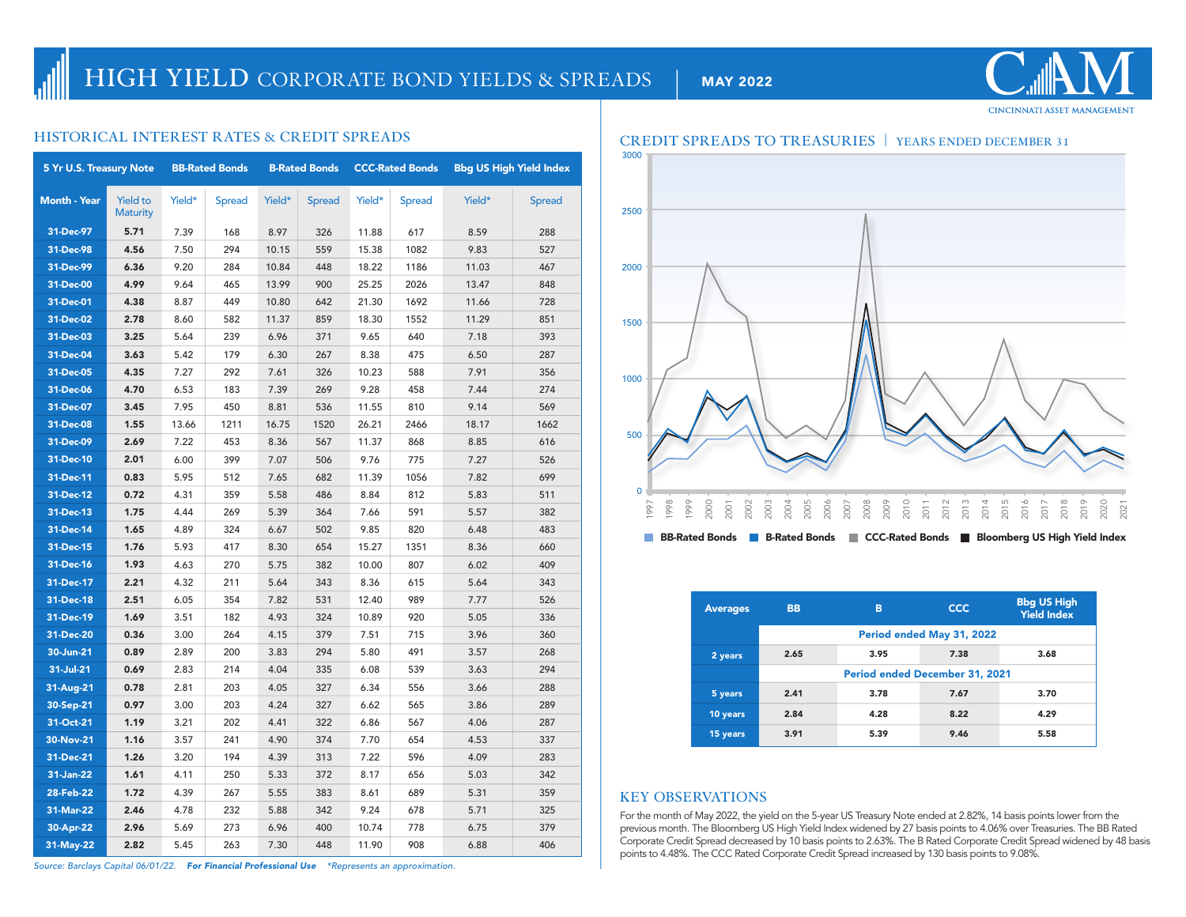# HIGH YIELD CORPORATE BOND YIELDS & SPREADS

**MAY 2022**

CINCINNATI ASSET MANAGEMENT

## HISTORICAL INTEREST RATES & CREDIT SPREADS

| | 5 Yr U.S. Treasury Note | BB-Rated Bonds | | B-Rated Bonds | | CCC-Rated Bonds | | Bbg US High Yield Index | |
|---|---|---|---|---|---|---|---|---|---|
| Month - Year | Yield to Maturity | Yield* | Spread | Yield* | Spread | Yield* | Spread | Yield* | Spread |
| 31-Dec-97 | 5.71 | 7.39 | 168 | 8.97 | 326 | 11.88 | 617 | 8.59 | 288 |
| 31-Dec-98 | 4.56 | 7.50 | 294 | 10.15 | 559 | 15.38 | 1082 | 9.83 | 527 |
| 31-Dec-99 | 6.36 | 9.20 | 284 | 10.84 | 448 | 18.22 | 1186 | 11.03 | 467 |
| 31-Dec-00 | 4.99 | 9.64 | 465 | 13.99 | 900 | 25.25 | 2026 | 13.47 | 848 |
| 31-Dec-01 | 4.38 | 8.87 | 449 | 10.80 | 642 | 21.30 | 1692 | 11.66 | 728 |
| 31-Dec-02 | 2.78 | 8.60 | 582 | 11.37 | 859 | 18.30 | 1552 | 11.29 | 851 |
| 31-Dec-03 | 3.25 | 5.64 | 239 | 6.96 | 371 | 9.65 | 640 | 7.18 | 393 |
| 31-Dec-04 | 3.63 | 5.42 | 179 | 6.30 | 267 | 8.38 | 475 | 6.50 | 287 |
| 31-Dec-05 | 4.35 | 7.27 | 292 | 7.61 | 326 | 10.23 | 588 | 7.91 | 356 |
| 31-Dec-06 | 4.70 | 6.53 | 183 | 7.39 | 269 | 9.28 | 458 | 7.44 | 274 |
| 31-Dec-07 | 3.45 | 7.95 | 450 | 8.81 | 536 | 11.55 | 810 | 9.14 | 569 |
| 31-Dec-08 | 1.55 | 13.66 | 1211 | 16.75 | 1520 | 26.21 | 2466 | 18.17 | 1662 |
| 31-Dec-09 | 2.69 | 7.22 | 453 | 8.36 | 567 | 11.37 | 868 | 8.85 | 616 |
| 31-Dec-10 | 2.01 | 6.00 | 399 | 7.07 | 506 | 9.76 | 775 | 7.27 | 526 |
| 31-Dec-11 | 0.83 | 5.95 | 512 | 7.65 | 682 | 11.39 | 1056 | 7.82 | 699 |
| 31-Dec-12 | 0.72 | 4.31 | 359 | 5.58 | 486 | 8.84 | 812 | 5.83 | 511 |
| 31-Dec-13 | 1.75 | 4.44 | 269 | 5.39 | 364 | 7.66 | 591 | 5.57 | 382 |
| 31-Dec-14 | 1.65 | 4.89 | 324 | 6.67 | 502 | 9.85 | 820 | 6.48 | 483 |
| 31-Dec-15 | 1.76 | 5.93 | 417 | 8.30 | 654 | 15.27 | 1351 | 8.36 | 660 |
| 31-Dec-16 | 1.93 | 4.63 | 270 | 5.75 | 382 | 10.00 | 807 | 6.02 | 409 |
| 31-Dec-17 | 2.21 | 4.32 | 211 | 5.64 | 343 | 8.36 | 615 | 5.64 | 343 |
| 31-Dec-18 | 2.51 | 6.05 | 354 | 7.82 | 531 | 12.40 | 989 | 7.77 | 526 |
| 31-Dec-19 | 1.69 | 3.51 | 182 | 4.93 | 324 | 10.89 | 920 | 5.05 | 336 |
| 31-Dec-20 | 0.36 | 3.00 | 264 | 4.15 | 379 | 7.51 | 715 | 3.96 | 360 |
| 30-Jun-21 | 0.89 | 2.89 | 200 | 3.83 | 294 | 5.80 | 491 | 3.57 | 268 |
| 31-Jul-21 | 0.69 | 2.83 | 214 | 4.04 | 335 | 6.08 | 539 | 3.63 | 294 |
| 31-Aug-21 | 0.78 | 2.81 | 203 | 4.05 | 327 | 6.34 | 556 | 3.66 | 288 |
| 30-Sep-21 | 0.97 | 3.00 | 203 | 4.24 | 327 | 6.62 | 565 | 3.86 | 289 |
| 31-Oct-21 | 1.19 | 3.21 | 202 | 4.41 | 322 | 6.86 | 567 | 4.06 | 287 |
| 30-Nov-21 | 1.16 | 3.57 | 241 | 4.90 | 374 | 7.70 | 654 | 4.53 | 337 |
| 31-Dec-21 | 1.26 | 3.20 | 194 | 4.39 | 313 | 7.22 | 596 | 4.09 | 283 |
| 31-Jan-22 | 1.61 | 4.11 | 250 | 5.33 | 372 | 8.17 | 656 | 5.03 | 342 |
| 28-Feb-22 | 1.72 | 4.39 | 267 | 5.55 | 383 | 8.61 | 689 | 5.31 | 359 |
| 31-Mar-22 | 2.46 | 4.78 | 232 | 5.88 | 342 | 9.24 | 678 | 5.71 | 325 |
| 30-Apr-22 | 2.96 | 5.69 | 273 | 6.96 | 400 | 10.74 | 778 | 6.75 | 379 |
| 31-May-22 | 2.82 | 5.45 | 263 | 7.30 | 448 | 11.90 | 908 | 6.88 | 406 |

*Source: Barclays Capital 06/01/22.* ***For Financial Professional Use*** *\*Represents an approximation.*

## CREDIT SPREADS TO TREASURIES | YEARS ENDED DECEMBER 31

0
500
1000
1500
2000
2500
3000

1997 1998 1999 2000 2001 2002 2003 2004 2005 2006 2007 2008 2009 2010 2011 2012 2013 2014 2015 2016 2017 2018 2019 2020 2021

BB-Rated Bonds | B-Rated Bonds | CCC-Rated Bonds | Bloomberg US High Yield Index

| Averages | BB | B | CCC | Bbg US High Yield Index |
|---|---|---|---|---|
| | Period ended May 31, 2022 | | | |
| 2 years | 2.65 | 3.95 | 7.38 | 3.68 |
| | Period ended December 31, 2021 | | | |
| 5 years | 2.41 | 3.78 | 7.67 | 3.70 |
| 10 years | 2.84 | 4.28 | 8.22 | 4.29 |
| 15 years | 3.91 | 5.39 | 9.46 | 5.58 |

## KEY OBSERVATIONS

For the month of May 2022, the yield on the 5-year US Treasury Note ended at 2.82%, 14 basis points lower from the previous month. The Bloomberg US High Yield Index widened by 27 basis points to 4.06% over Treasuries. The BB Rated Corporate Credit Spread decreased by 10 basis points to 2.63%. The B Rated Corporate Credit Spread widened by 48 basis points to 4.48%. The CCC Rated Corporate Credit Spread increased by 130 basis points to 9.08%.